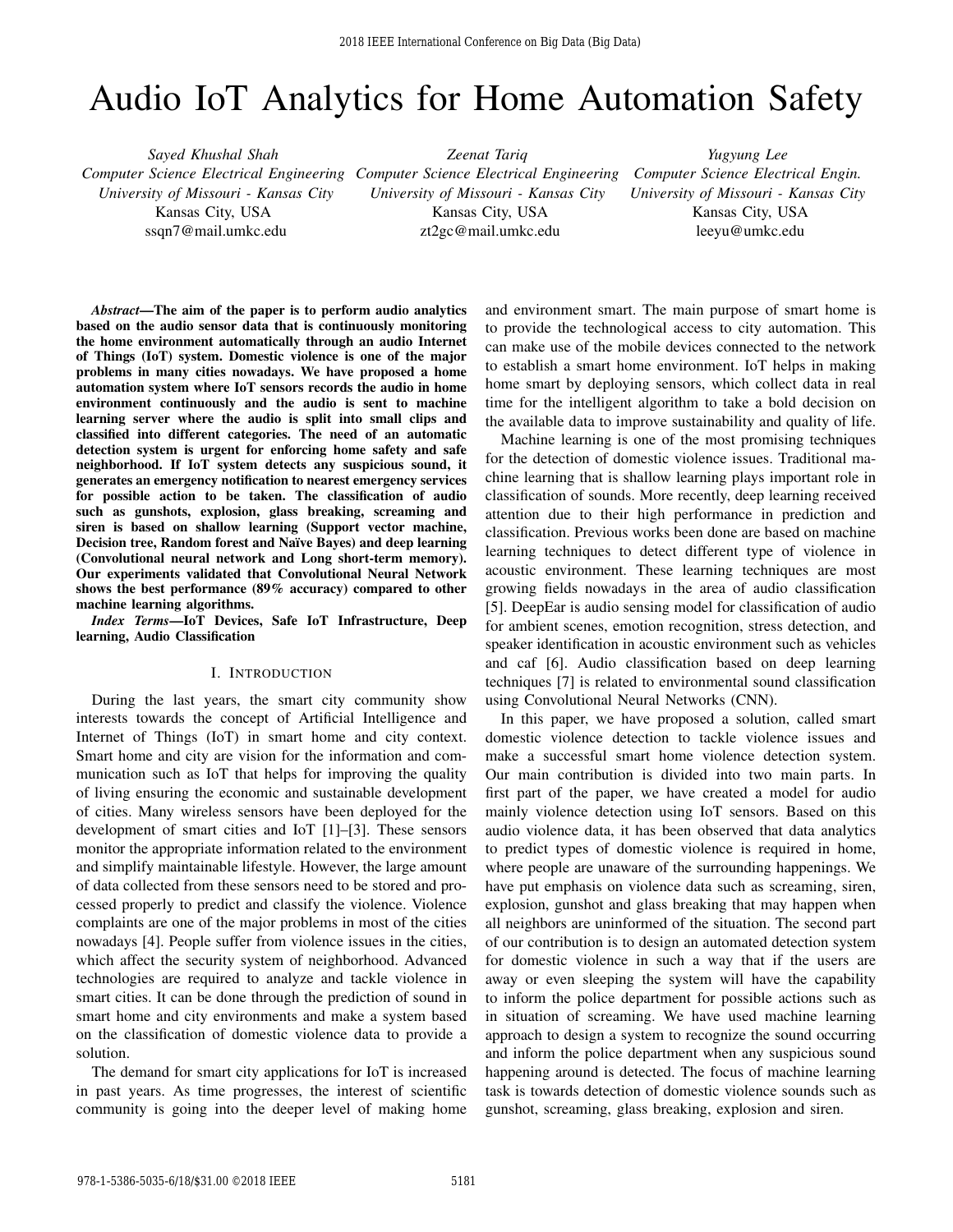# Audio IoT Analytics for Home Automation Safety

*Sayed Khushal Shah*
*Computer Science Electrical Engineering*
*University of Missouri - Kansas City*
Kansas City, USA
ssqn7@mail.umkc.edu

*Zeenat Tariq*
*Computer Science Electrical Engineering*
*University of Missouri - Kansas City*
Kansas City, USA
zt2gc@mail.umkc.edu

*Yugyung Lee*
*Computer Science Electrical Engin.*
*University of Missouri - Kansas City*
Kansas City, USA
leeyu@umkc.edu

***Abstract*—The aim of the paper is to perform audio analytics based on the audio sensor data that is continuously monitoring the home environment automatically through an audio Internet of Things (IoT) system. Domestic violence is one of the major problems in many cities nowadays. We have proposed a home automation system where IoT sensors records the audio in home environment continuously and the audio is sent to machine learning server where the audio is split into small clips and classified into different categories. The need of an automatic detection system is urgent for enforcing home safety and safe neighborhood. If IoT system detects any suspicious sound, it generates an emergency notification to nearest emergency services for possible action to be taken. The classification of audio such as gunshots, explosion, glass breaking, screaming and siren is based on shallow learning (Support vector machine, Decision tree, Random forest and Naïve Bayes) and deep learning (Convolutional neural network and Long short-term memory). Our experiments validated that Convolutional Neural Network shows the best performance (89% accuracy) compared to other machine learning algorithms.**

***Index Terms*—IoT Devices, Safe IoT Infrastructure, Deep learning, Audio Classification**

## I. Introduction

During the last years, the smart city community show interests towards the concept of Artificial Intelligence and Internet of Things (IoT) in smart home and city context. Smart home and city are vision for the information and communication such as IoT that helps for improving the quality of living ensuring the economic and sustainable development of cities. Many wireless sensors have been deployed for the development of smart cities and IoT [1]–[3]. These sensors monitor the appropriate information related to the environment and simplify maintainable lifestyle. However, the large amount of data collected from these sensors need to be stored and processed properly to predict and classify the violence. Violence complaints are one of the major problems in most of the cities nowadays [4]. People suffer from violence issues in the cities, which affect the security system of neighborhood. Advanced technologies are required to analyze and tackle violence in smart cities. It can be done through the prediction of sound in smart home and city environments and make a system based on the classification of domestic violence data to provide a solution.

The demand for smart city applications for IoT is increased in past years. As time progresses, the interest of scientific community is going into the deeper level of making home and environment smart. The main purpose of smart home is to provide the technological access to city automation. This can make use of the mobile devices connected to the network to establish a smart home environment. IoT helps in making home smart by deploying sensors, which collect data in real time for the intelligent algorithm to take a bold decision on the available data to improve sustainability and quality of life.

Machine learning is one of the most promising techniques for the detection of domestic violence issues. Traditional machine learning that is shallow learning plays important role in classification of sounds. More recently, deep learning received attention due to their high performance in prediction and classification. Previous works been done are based on machine learning techniques to detect different type of violence in acoustic environment. These learning techniques are most growing fields nowadays in the area of audio classification [5]. DeepEar is audio sensing model for classification of audio for ambient scenes, emotion recognition, stress detection, and speaker identification in acoustic environment such as vehicles and caf [6]. Audio classification based on deep learning techniques [7] is related to environmental sound classification using Convolutional Neural Networks (CNN).

In this paper, we have proposed a solution, called smart domestic violence detection to tackle violence issues and make a successful smart home violence detection system. Our main contribution is divided into two main parts. In first part of the paper, we have created a model for audio mainly violence detection using IoT sensors. Based on this audio violence data, it has been observed that data analytics to predict types of domestic violence is required in home, where people are unaware of the surrounding happenings. We have put emphasis on violence data such as screaming, siren, explosion, gunshot and glass breaking that may happen when all neighbors are uninformed of the situation. The second part of our contribution is to design an automated detection system for domestic violence in such a way that if the users are away or even sleeping the system will have the capability to inform the police department for possible actions such as in situation of screaming. We have used machine learning approach to design a system to recognize the sound occurring and inform the police department when any suspicious sound happening around is detected. The focus of machine learning task is towards detection of domestic violence sounds such as gunshot, screaming, glass breaking, explosion and siren.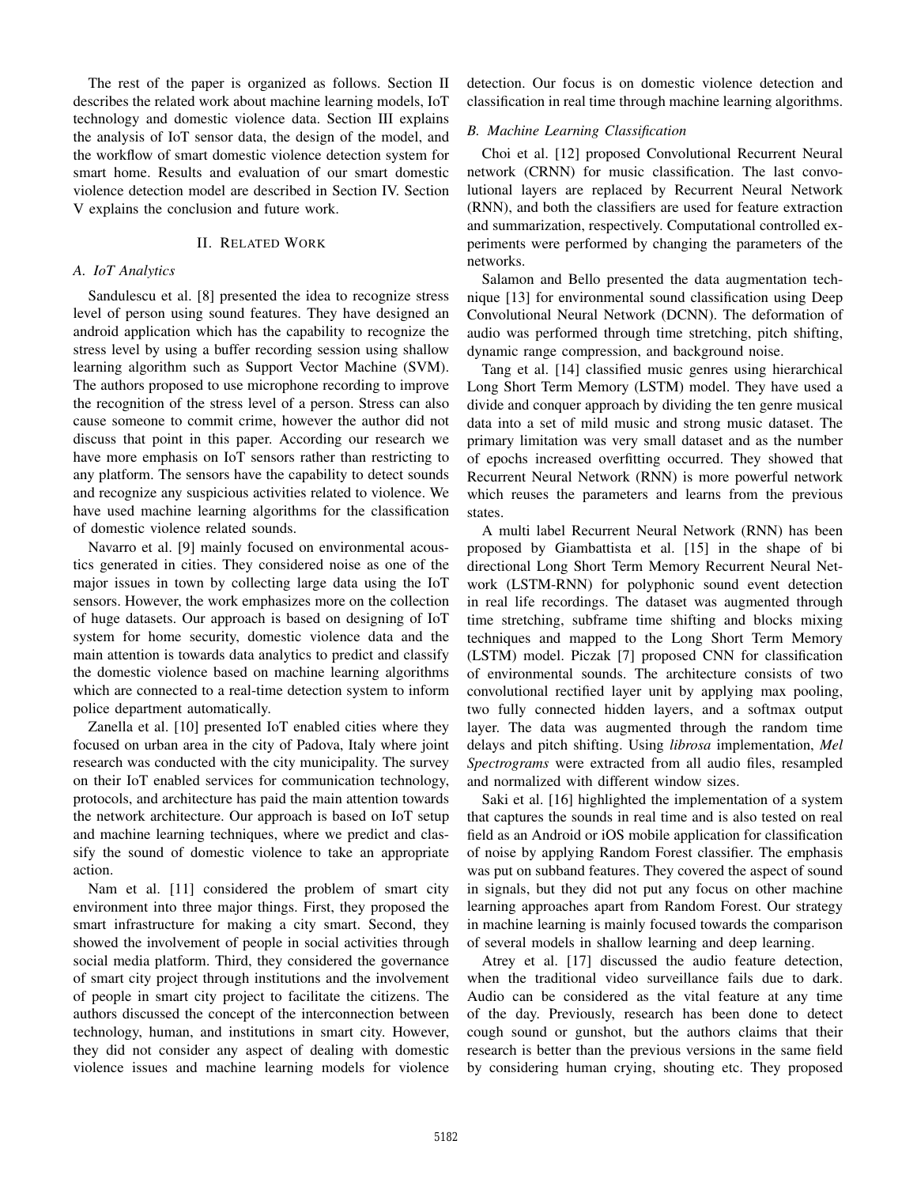The rest of the paper is organized as follows. Section II describes the related work about machine learning models, IoT technology and domestic violence data. Section III explains the analysis of IoT sensor data, the design of the model, and the workflow of smart domestic violence detection system for smart home. Results and evaluation of our smart domestic violence detection model are described in Section IV. Section V explains the conclusion and future work.

## II. Related Work

### A. IoT Analytics

Sandulescu et al. [8] presented the idea to recognize stress level of person using sound features. They have designed an android application which has the capability to recognize the stress level by using a buffer recording session using shallow learning algorithm such as Support Vector Machine (SVM). The authors proposed to use microphone recording to improve the recognition of the stress level of a person. Stress can also cause someone to commit crime, however the author did not discuss that point in this paper. According our research we have more emphasis on IoT sensors rather than restricting to any platform. The sensors have the capability to detect sounds and recognize any suspicious activities related to violence. We have used machine learning algorithms for the classification of domestic violence related sounds.

Navarro et al. [9] mainly focused on environmental acoustics generated in cities. They considered noise as one of the major issues in town by collecting large data using the IoT sensors. However, the work emphasizes more on the collection of huge datasets. Our approach is based on designing of IoT system for home security, domestic violence data and the main attention is towards data analytics to predict and classify the domestic violence based on machine learning algorithms which are connected to a real-time detection system to inform police department automatically.

Zanella et al. [10] presented IoT enabled cities where they focused on urban area in the city of Padova, Italy where joint research was conducted with the city municipality. The survey on their IoT enabled services for communication technology, protocols, and architecture has paid the main attention towards the network architecture. Our approach is based on IoT setup and machine learning techniques, where we predict and classify the sound of domestic violence to take an appropriate action.

Nam et al. [11] considered the problem of smart city environment into three major things. First, they proposed the smart infrastructure for making a city smart. Second, they showed the involvement of people in social activities through social media platform. Third, they considered the governance of smart city project through institutions and the involvement of people in smart city project to facilitate the citizens. The authors discussed the concept of the interconnection between technology, human, and institutions in smart city. However, they did not consider any aspect of dealing with domestic violence issues and machine learning models for violence detection. Our focus is on domestic violence detection and classification in real time through machine learning algorithms.

### B. Machine Learning Classification

Choi et al. [12] proposed Convolutional Recurrent Neural network (CRNN) for music classification. The last convolutional layers are replaced by Recurrent Neural Network (RNN), and both the classifiers are used for feature extraction and summarization, respectively. Computational controlled experiments were performed by changing the parameters of the networks.

Salamon and Bello presented the data augmentation technique [13] for environmental sound classification using Deep Convolutional Neural Network (DCNN). The deformation of audio was performed through time stretching, pitch shifting, dynamic range compression, and background noise.

Tang et al. [14] classified music genres using hierarchical Long Short Term Memory (LSTM) model. They have used a divide and conquer approach by dividing the ten genre musical data into a set of mild music and strong music dataset. The primary limitation was very small dataset and as the number of epochs increased overfitting occurred. They showed that Recurrent Neural Network (RNN) is more powerful network which reuses the parameters and learns from the previous states.

A multi label Recurrent Neural Network (RNN) has been proposed by Giambattista et al. [15] in the shape of bi directional Long Short Term Memory Recurrent Neural Network (LSTM-RNN) for polyphonic sound event detection in real life recordings. The dataset was augmented through time stretching, subframe time shifting and blocks mixing techniques and mapped to the Long Short Term Memory (LSTM) model. Piczak [7] proposed CNN for classification of environmental sounds. The architecture consists of two convolutional rectified layer unit by applying max pooling, two fully connected hidden layers, and a softmax output layer. The data was augmented through the random time delays and pitch shifting. Using *librosa* implementation, *Mel Spectrograms* were extracted from all audio files, resampled and normalized with different window sizes.

Saki et al. [16] highlighted the implementation of a system that captures the sounds in real time and is also tested on real field as an Android or iOS mobile application for classification of noise by applying Random Forest classifier. The emphasis was put on subband features. They covered the aspect of sound in signals, but they did not put any focus on other machine learning approaches apart from Random Forest. Our strategy in machine learning is mainly focused towards the comparison of several models in shallow learning and deep learning.

Atrey et al. [17] discussed the audio feature detection, when the traditional video surveillance fails due to dark. Audio can be considered as the vital feature at any time of the day. Previously, research has been done to detect cough sound or gunshot, but the authors claims that their research is better than the previous versions in the same field by considering human crying, shouting etc. They proposed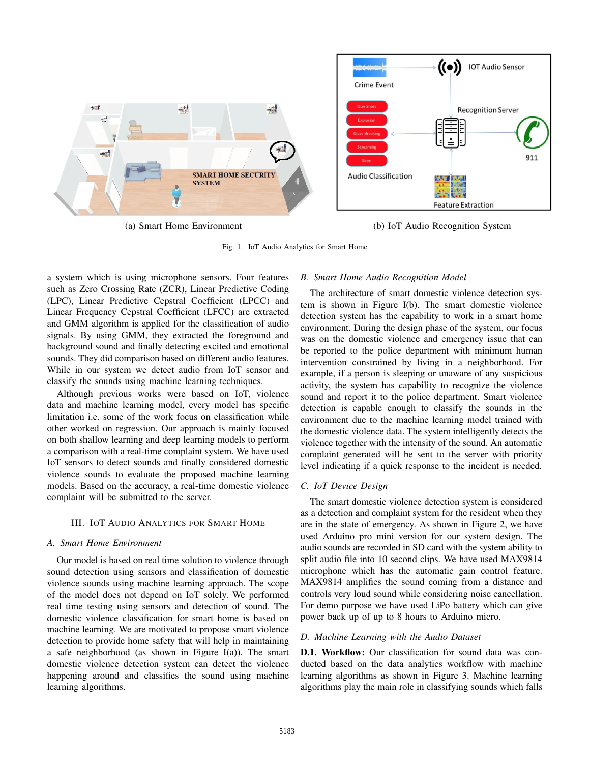(a) Smart Home Environment

(b) IoT Audio Recognition System

Fig. 1. IoT Audio Analytics for Smart Home

a system which is using microphone sensors. Four features such as Zero Crossing Rate (ZCR), Linear Predictive Coding (LPC), Linear Predictive Cepstral Coefficient (LPCC) and Linear Frequency Cepstral Coefficient (LFCC) are extracted and GMM algorithm is applied for the classification of audio signals. By using GMM, they extracted the foreground and background sound and finally detecting excited and emotional sounds. They did comparison based on different audio features. While in our system we detect audio from IoT sensor and classify the sounds using machine learning techniques.

Although previous works were based on IoT, violence data and machine learning model, every model has specific limitation i.e. some of the work focus on classification while other worked on regression. Our approach is mainly focused on both shallow learning and deep learning models to perform a comparison with a real-time complaint system. We have used IoT sensors to detect sounds and finally considered domestic violence sounds to evaluate the proposed machine learning models. Based on the accuracy, a real-time domestic violence complaint will be submitted to the server.

## III. IoT Audio Analytics for Smart Home

### A. Smart Home Environment

Our model is based on real time solution to violence through sound detection using sensors and classification of domestic violence sounds using machine learning approach. The scope of the model does not depend on IoT solely. We performed real time testing using sensors and detection of sound. The domestic violence classification for smart home is based on machine learning. We are motivated to propose smart violence detection to provide home safety that will help in maintaining a safe neighborhood (as shown in Figure I(a)). The smart domestic violence detection system can detect the violence happening around and classifies the sound using machine learning algorithms.

### B. Smart Home Audio Recognition Model

The architecture of smart domestic violence detection system is shown in Figure I(b). The smart domestic violence detection system has the capability to work in a smart home environment. During the design phase of the system, our focus was on the domestic violence and emergency issue that can be reported to the police department with minimum human intervention constrained by living in a neighborhood. For example, if a person is sleeping or unaware of any suspicious activity, the system has capability to recognize the violence sound and report it to the police department. Smart violence detection is capable enough to classify the sounds in the environment due to the machine learning model trained with the domestic violence data. The system intelligently detects the violence together with the intensity of the sound. An automatic complaint generated will be sent to the server with priority level indicating if a quick response to the incident is needed.

### C. IoT Device Design

The smart domestic violence detection system is considered as a detection and complaint system for the resident when they are in the state of emergency. As shown in Figure 2, we have used Arduino pro mini version for our system design. The audio sounds are recorded in SD card with the system ability to split audio file into 10 second clips. We have used MAX9814 microphone which has the automatic gain control feature. MAX9814 amplifies the sound coming from a distance and controls very loud sound while considering noise cancellation. For demo purpose we have used LiPo battery which can give power back up of up to 8 hours to Arduino micro.

### D. Machine Learning with the Audio Dataset

**D.1. Workflow:** Our classification for sound data was conducted based on the data analytics workflow with machine learning algorithms as shown in Figure 3. Machine learning algorithms play the main role in classifying sounds which falls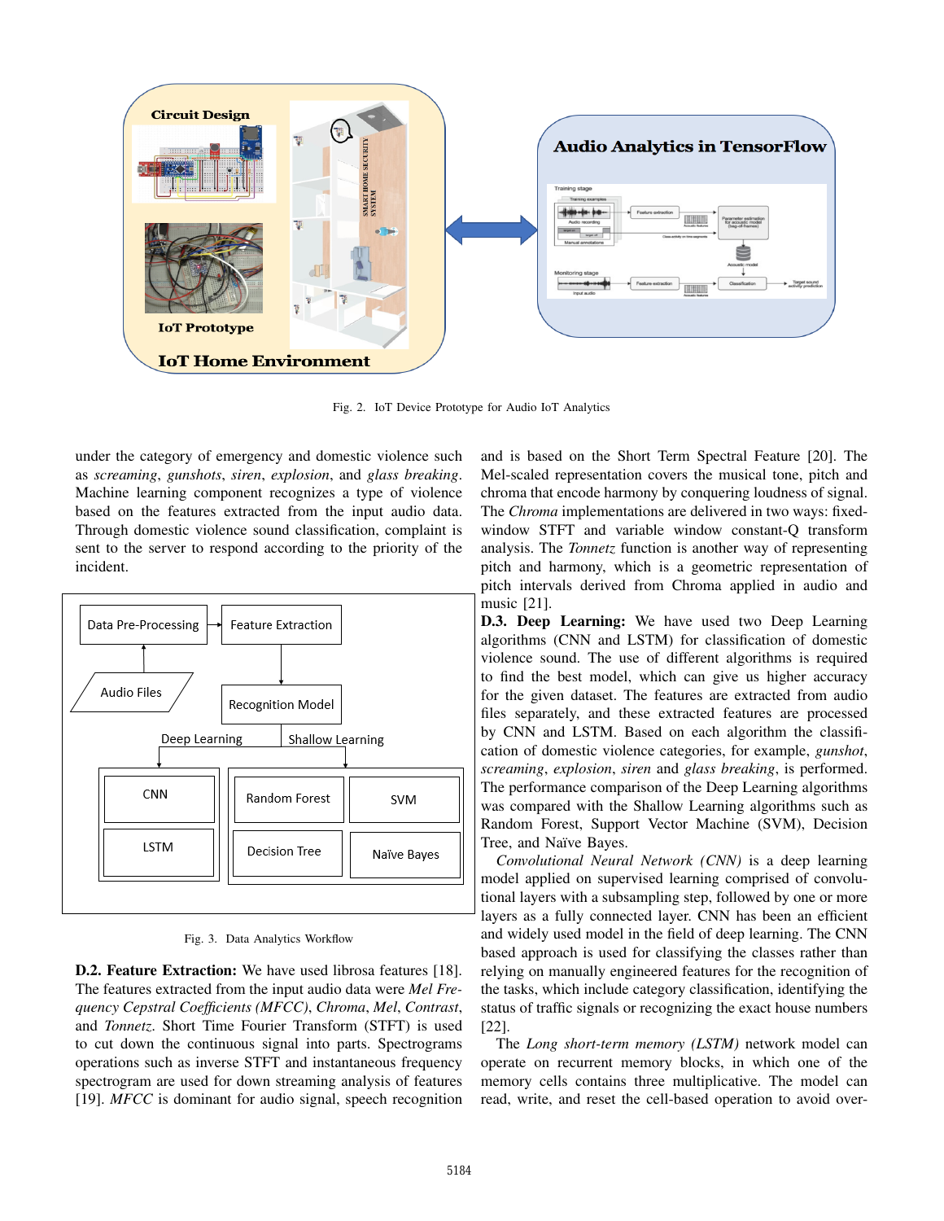Fig. 2. IoT Device Prototype for Audio IoT Analytics

under the category of emergency and domestic violence such as *screaming*, *gunshots*, *siren*, *explosion*, and *glass breaking*. Machine learning component recognizes a type of violence based on the features extracted from the input audio data. Through domestic violence sound classification, complaint is sent to the server to respond according to the priority of the incident.

Fig. 3. Data Analytics Workflow

**D.2. Feature Extraction:** We have used librosa features [18]. The features extracted from the input audio data were *Mel Frequency Cepstral Coefficients (MFCC)*, *Chroma*, *Mel*, *Contrast*, and *Tonnetz*. Short Time Fourier Transform (STFT) is used to cut down the continuous signal into parts. Spectrograms operations such as inverse STFT and instantaneous frequency spectrogram are used for down streaming analysis of features [19]. *MFCC* is dominant for audio signal, speech recognition and is based on the Short Term Spectral Feature [20]. The Mel-scaled representation covers the musical tone, pitch and chroma that encode harmony by conquering loudness of signal. The *Chroma* implementations are delivered in two ways: fixed-window STFT and variable window constant-Q transform analysis. The *Tonnetz* function is another way of representing pitch and harmony, which is a geometric representation of pitch intervals derived from Chroma applied in audio and music [21].

**D.3. Deep Learning:** We have used two Deep Learning algorithms (CNN and LSTM) for classification of domestic violence sound. The use of different algorithms is required to find the best model, which can give us higher accuracy for the given dataset. The features are extracted from audio files separately, and these extracted features are processed by CNN and LSTM. Based on each algorithm the classification of domestic violence categories, for example, *gunshot*, *screaming*, *explosion*, *siren* and *glass breaking*, is performed. The performance comparison of the Deep Learning algorithms was compared with the Shallow Learning algorithms such as Random Forest, Support Vector Machine (SVM), Decision Tree, and Naïve Bayes.

*Convolutional Neural Network (CNN)* is a deep learning model applied on supervised learning comprised of convolutional layers with a subsampling step, followed by one or more layers as a fully connected layer. CNN has been an efficient and widely used model in the field of deep learning. The CNN based approach is used for classifying the classes rather than relying on manually engineered features for the recognition of the tasks, which include category classification, identifying the status of traffic signals or recognizing the exact house numbers [22].

The *Long short-term memory (LSTM)* network model can operate on recurrent memory blocks, in which one of the memory cells contains three multiplicative. The model can read, write, and reset the cell-based operation to avoid over-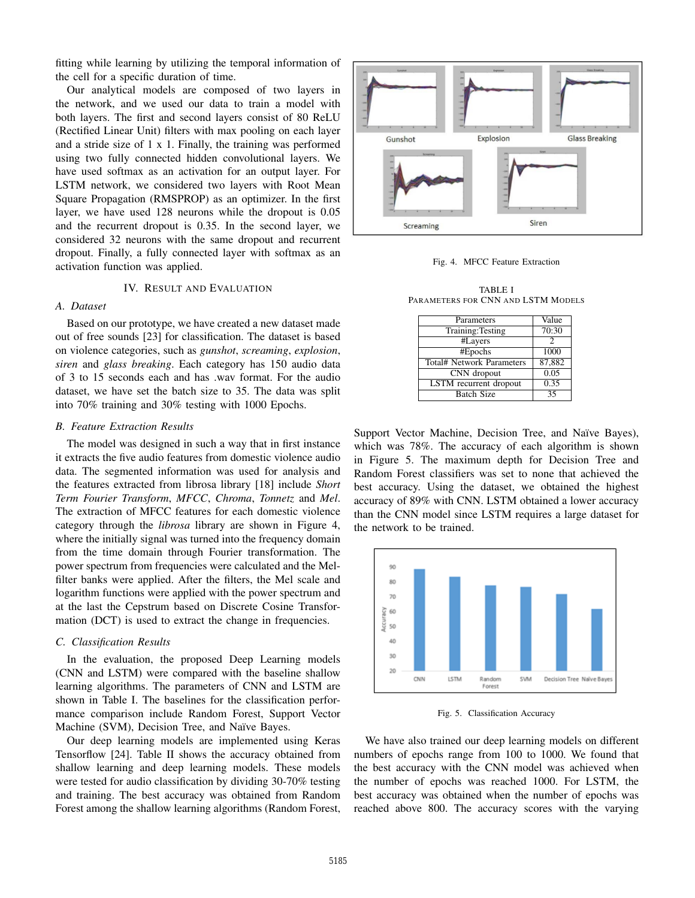fitting while learning by utilizing the temporal information of the cell for a specific duration of time.

Our analytical models are composed of two layers in the network, and we used our data to train a model with both layers. The first and second layers consist of 80 ReLU (Rectified Linear Unit) filters with max pooling on each layer and a stride size of 1 x 1. Finally, the training was performed using two fully connected hidden convolutional layers. We have used softmax as an activation for an output layer. For LSTM network, we considered two layers with Root Mean Square Propagation (RMSPROP) as an optimizer. In the first layer, we have used 128 neurons while the dropout is 0.05 and the recurrent dropout is 0.35. In the second layer, we considered 32 neurons with the same dropout and recurrent dropout. Finally, a fully connected layer with softmax as an activation function was applied.

## IV. Result and Evaluation

### A. Dataset

Based on our prototype, we have created a new dataset made out of free sounds [23] for classification. The dataset is based on violence categories, such as *gunshot*, *screaming*, *explosion*, *siren* and *glass breaking*. Each category has 150 audio data of 3 to 15 seconds each and has .wav format. For the audio dataset, we have set the batch size to 35. The data was split into 70% training and 30% testing with 1000 Epochs.

### B. Feature Extraction Results

The model was designed in such a way that in first instance it extracts the five audio features from domestic violence audio data. The segmented information was used for analysis and the features extracted from librosa library [18] include *Short Term Fourier Transform*, *MFCC*, *Chroma*, *Tonnetz* and *Mel*. The extraction of MFCC features for each domestic violence category through the *librosa* library are shown in Figure 4, where the initially signal was turned into the frequency domain from the time domain through Fourier transformation. The power spectrum from frequencies were calculated and the Mel-filter banks were applied. After the filters, the Mel scale and logarithm functions were applied with the power spectrum and at the last the Cepstrum based on Discrete Cosine Transformation (DCT) is used to extract the change in frequencies.

### C. Classification Results

In the evaluation, the proposed Deep Learning models (CNN and LSTM) were compared with the baseline shallow learning algorithms. The parameters of CNN and LSTM are shown in Table I. The baselines for the classification performance comparison include Random Forest, Support Vector Machine (SVM), Decision Tree, and Naïve Bayes.

Our deep learning models are implemented using Keras Tensorflow [24]. Table II shows the accuracy obtained from shallow learning and deep learning models. These models were tested for audio classification by dividing 30-70% testing and training. The best accuracy was obtained from Random Forest among the shallow learning algorithms (Random Forest, Support Vector Machine, Decision Tree, and Naïve Bayes), which was 78%. The accuracy of each algorithm is shown in Figure 5. The maximum depth for Decision Tree and Random Forest classifiers was set to none that achieved the best accuracy. Using the dataset, we obtained the highest accuracy of 89% with CNN. LSTM obtained a lower accuracy than the CNN model since LSTM requires a large dataset for the network to be trained.

Fig. 4. MFCC Feature Extraction

TABLE I
Parameters for CNN and LSTM Models

| Parameters | Value |
|---|---|
| Training:Testing | 70:30 |
| #Layers | 2 |
| #Epochs | 1000 |
| Total# Network Parameters | 87,882 |
| CNN dropout | 0.05 |
| LSTM recurrent dropout | 0.35 |
| Batch Size | 35 |

Fig. 5. Classification Accuracy

We have also trained our deep learning models on different numbers of epochs range from 100 to 1000. We found that the best accuracy with the CNN model was achieved when the number of epochs was reached 1000. For LSTM, the best accuracy was obtained when the number of epochs was reached above 800. The accuracy scores with the varying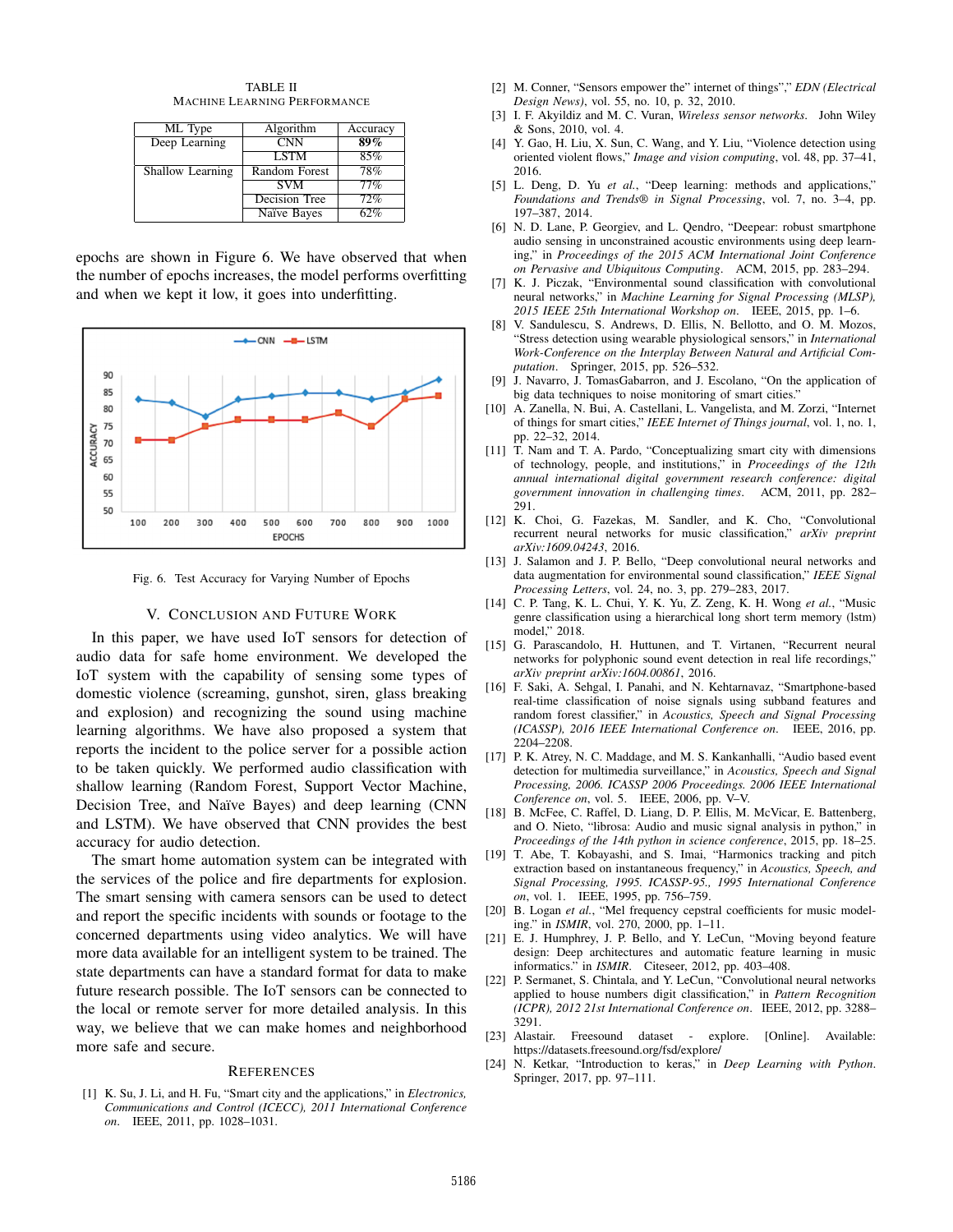TABLE II
MACHINE LEARNING PERFORMANCE

| ML Type | Algorithm | Accuracy |
|---|---|---|
| Deep Learning | CNN | **89%** |
| | LSTM | 85% |
| Shallow Learning | Random Forest | 78% |
| | SVM | 77% |
| | Decision Tree | 72% |
| | Naïve Bayes | 62% |

epochs are shown in Figure 6. We have observed that when the number of epochs increases, the model performs overfitting and when we kept it low, it goes into underfitting.

CNN
LSTM
ACCURACY
90
85
80
75
70
65
60
55
50
100 200 300 400 500 600 700 800 900 1000
EPOCHS

Fig. 6. Test Accuracy for Varying Number of Epochs

## V. CONCLUSION AND FUTURE WORK

In this paper, we have used IoT sensors for detection of audio data for safe home environment. We developed the IoT system with the capability of sensing some types of domestic violence (screaming, gunshot, siren, glass breaking and explosion) and recognizing the sound using machine learning algorithms. We have also proposed a system that reports the incident to the police server for a possible action to be taken quickly. We performed audio classification with shallow learning (Random Forest, Support Vector Machine, Decision Tree, and Naïve Bayes) and deep learning (CNN and LSTM). We have observed that CNN provides the best accuracy for audio detection.

The smart home automation system can be integrated with the services of the police and fire departments for explosion. The smart sensing with camera sensors can be used to detect and report the specific incidents with sounds or footage to the concerned departments using video analytics. We will have more data available for an intelligent system to be trained. The state departments can have a standard format for data to make future research possible. The IoT sensors can be connected to the local or remote server for more detailed analysis. In this way, we believe that we can make homes and neighborhood more safe and secure.

## REFERENCES

[1] K. Su, J. Li, and H. Fu, "Smart city and the applications," in *Electronics, Communications and Control (ICECC), 2011 International Conference on*. IEEE, 2011, pp. 1028–1031.

[2] M. Conner, "Sensors empower the" internet of things"," *EDN (Electrical Design News)*, vol. 55, no. 10, p. 32, 2010.

[3] I. F. Akyildiz and M. C. Vuran, *Wireless sensor networks*. John Wiley & Sons, 2010, vol. 4.

[4] Y. Gao, H. Liu, X. Sun, C. Wang, and Y. Liu, "Violence detection using oriented violent flows," *Image and vision computing*, vol. 48, pp. 37–41, 2016.

[5] L. Deng, D. Yu *et al.*, "Deep learning: methods and applications," *Foundations and Trends® in Signal Processing*, vol. 7, no. 3–4, pp. 197–387, 2014.

[6] N. D. Lane, P. Georgiev, and L. Qendro, "Deepear: robust smartphone audio sensing in unconstrained acoustic environments using deep learning," in *Proceedings of the 2015 ACM International Joint Conference on Pervasive and Ubiquitous Computing*. ACM, 2015, pp. 283–294.

[7] K. J. Piczak, "Environmental sound classification with convolutional neural networks," in *Machine Learning for Signal Processing (MLSP), 2015 IEEE 25th International Workshop on*. IEEE, 2015, pp. 1–6.

[8] V. Sandulescu, S. Andrews, D. Ellis, N. Bellotto, and O. M. Mozos, "Stress detection using wearable physiological sensors," in *International Work-Conference on the Interplay Between Natural and Artificial Computation*. Springer, 2015, pp. 526–532.

[9] J. Navarro, J. TomasGabarron, and J. Escolano, "On the application of big data techniques to noise monitoring of smart cities."

[10] A. Zanella, N. Bui, A. Castellani, L. Vangelista, and M. Zorzi, "Internet of things for smart cities," *IEEE Internet of Things journal*, vol. 1, no. 1, pp. 22–32, 2014.

[11] T. Nam and T. A. Pardo, "Conceptualizing smart city with dimensions of technology, people, and institutions," in *Proceedings of the 12th annual international digital government research conference: digital government innovation in challenging times*. ACM, 2011, pp. 282–291.

[12] K. Choi, G. Fazekas, M. Sandler, and K. Cho, "Convolutional recurrent neural networks for music classification," *arXiv preprint arXiv:1609.04243*, 2016.

[13] J. Salamon and J. P. Bello, "Deep convolutional neural networks and data augmentation for environmental sound classification," *IEEE Signal Processing Letters*, vol. 24, no. 3, pp. 279–283, 2017.

[14] C. P. Tang, K. L. Chui, Y. K. Yu, Z. Zeng, K. H. Wong *et al.*, "Music genre classification using a hierarchical long short term memory (lstm) model," 2018.

[15] G. Parascandolo, H. Huttunen, and T. Virtanen, "Recurrent neural networks for polyphonic sound event detection in real life recordings," *arXiv preprint arXiv:1604.00861*, 2016.

[16] F. Saki, A. Sehgal, I. Panahi, and N. Kehtarnavaz, "Smartphone-based real-time classification of noise signals using subband features and random forest classifier," in *Acoustics, Speech and Signal Processing (ICASSP), 2016 IEEE International Conference on*. IEEE, 2016, pp. 2204–2208.

[17] P. K. Atrey, N. C. Maddage, and M. S. Kankanhalli, "Audio based event detection for multimedia surveillance," in *Acoustics, Speech and Signal Processing, 2006. ICASSP 2006 Proceedings. 2006 IEEE International Conference on*, vol. 5. IEEE, 2006, pp. V–V.

[18] B. McFee, C. Raffel, D. Liang, D. P. Ellis, M. McVicar, E. Battenberg, and O. Nieto, "librosa: Audio and music signal analysis in python," in *Proceedings of the 14th python in science conference*, 2015, pp. 18–25.

[19] T. Abe, T. Kobayashi, and S. Imai, "Harmonics tracking and pitch extraction based on instantaneous frequency," in *Acoustics, Speech, and Signal Processing, 1995. ICASSP-95., 1995 International Conference on*, vol. 1. IEEE, 1995, pp. 756–759.

[20] B. Logan *et al.*, "Mel frequency cepstral coefficients for music modeling." in *ISMIR*, vol. 270, 2000, pp. 1–11.

[21] E. J. Humphrey, J. P. Bello, and Y. LeCun, "Moving beyond feature design: Deep architectures and automatic feature learning in music informatics." in *ISMIR*. Citeseer, 2012, pp. 403–408.

[22] P. Sermanet, S. Chintala, and Y. LeCun, "Convolutional neural networks applied to house numbers digit classification," in *Pattern Recognition (ICPR), 2012 21st International Conference on*. IEEE, 2012, pp. 3288–3291.

[23] Alastair. Freesound dataset - explore. [Online]. Available: https://datasets.freesound.org/fsd/explore/

[24] N. Ketkar, "Introduction to keras," in *Deep Learning with Python*. Springer, 2017, pp. 97–111.